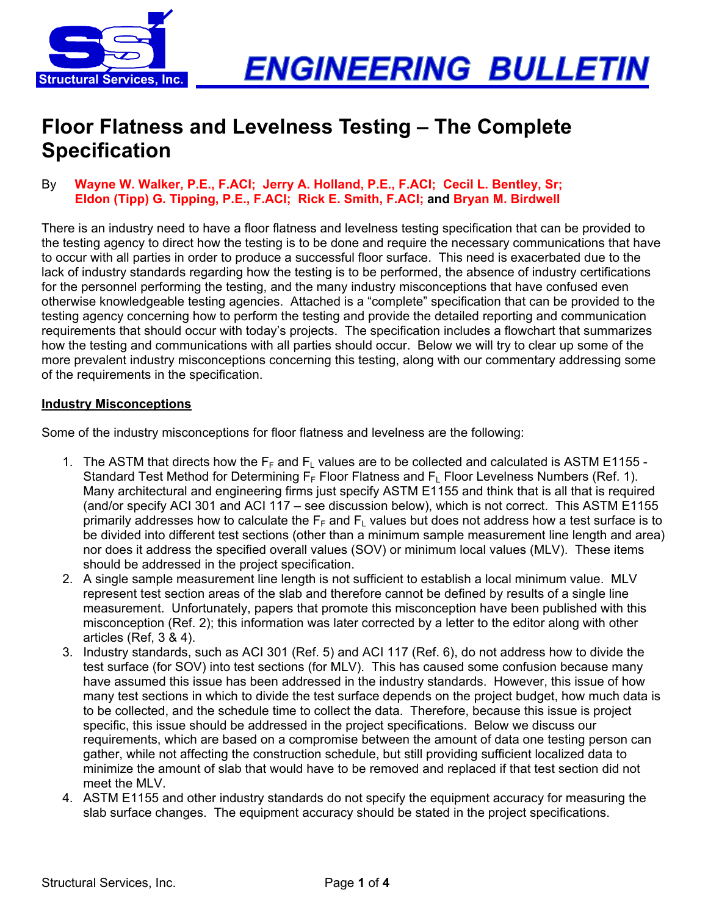Structural Services, Inc.

# ENGINEERING BULLETIN

## Floor Flatness and Levelness Testing – The Complete Specification

By **Wayne W. Walker, P.E., F.ACI; Jerry A. Holland, P.E., F.ACI; Cecil L. Bentley, Sr; Eldon (Tipp) G. Tipping, P.E., F.ACI; Rick E. Smith, F.ACI; and Bryan M. Birdwell**

There is an industry need to have a floor flatness and levelness testing specification that can be provided to the testing agency to direct how the testing is to be done and require the necessary communications that have to occur with all parties in order to produce a successful floor surface. This need is exacerbated due to the lack of industry standards regarding how the testing is to be performed, the absence of industry certifications for the personnel performing the testing, and the many industry misconceptions that have confused even otherwise knowledgeable testing agencies. Attached is a "complete" specification that can be provided to the testing agency concerning how to perform the testing and provide the detailed reporting and communication requirements that should occur with today's projects. The specification includes a flowchart that summarizes how the testing and communications with all parties should occur. Below we will try to clear up some of the more prevalent industry misconceptions concerning this testing, along with our commentary addressing some of the requirements in the specification.

### Industry Misconceptions

Some of the industry misconceptions for floor flatness and levelness are the following:

1. The ASTM that directs how the $F_F$ and $F_L$ values are to be collected and calculated is ASTM E1155 - Standard Test Method for Determining $F_F$ Floor Flatness and $F_L$ Floor Levelness Numbers (Ref. 1). Many architectural and engineering firms just specify ASTM E1155 and think that is all that is required (and/or specify ACI 301 and ACI 117 – see discussion below), which is not correct. This ASTM E1155 primarily addresses how to calculate the $F_F$ and $F_L$ values but does not address how a test surface is to be divided into different test sections (other than a minimum sample measurement line length and area) nor does it address the specified overall values (SOV) or minimum local values (MLV). These items should be addressed in the project specification.
2. A single sample measurement line length is not sufficient to establish a local minimum value. MLV represent test section areas of the slab and therefore cannot be defined by results of a single line measurement. Unfortunately, papers that promote this misconception have been published with this misconception (Ref. 2); this information was later corrected by a letter to the editor along with other articles (Ref, 3 & 4).
3. Industry standards, such as ACI 301 (Ref. 5) and ACI 117 (Ref. 6), do not address how to divide the test surface (for SOV) into test sections (for MLV). This has caused some confusion because many have assumed this issue has been addressed in the industry standards. However, this issue of how many test sections in which to divide the test surface depends on the project budget, how much data is to be collected, and the schedule time to collect the data. Therefore, because this issue is project specific, this issue should be addressed in the project specifications. Below we discuss our requirements, which are based on a compromise between the amount of data one testing person can gather, while not affecting the construction schedule, but still providing sufficient localized data to minimize the amount of slab that would have to be removed and replaced if that test section did not meet the MLV.
4. ASTM E1155 and other industry standards do not specify the equipment accuracy for measuring the slab surface changes. The equipment accuracy should be stated in the project specifications.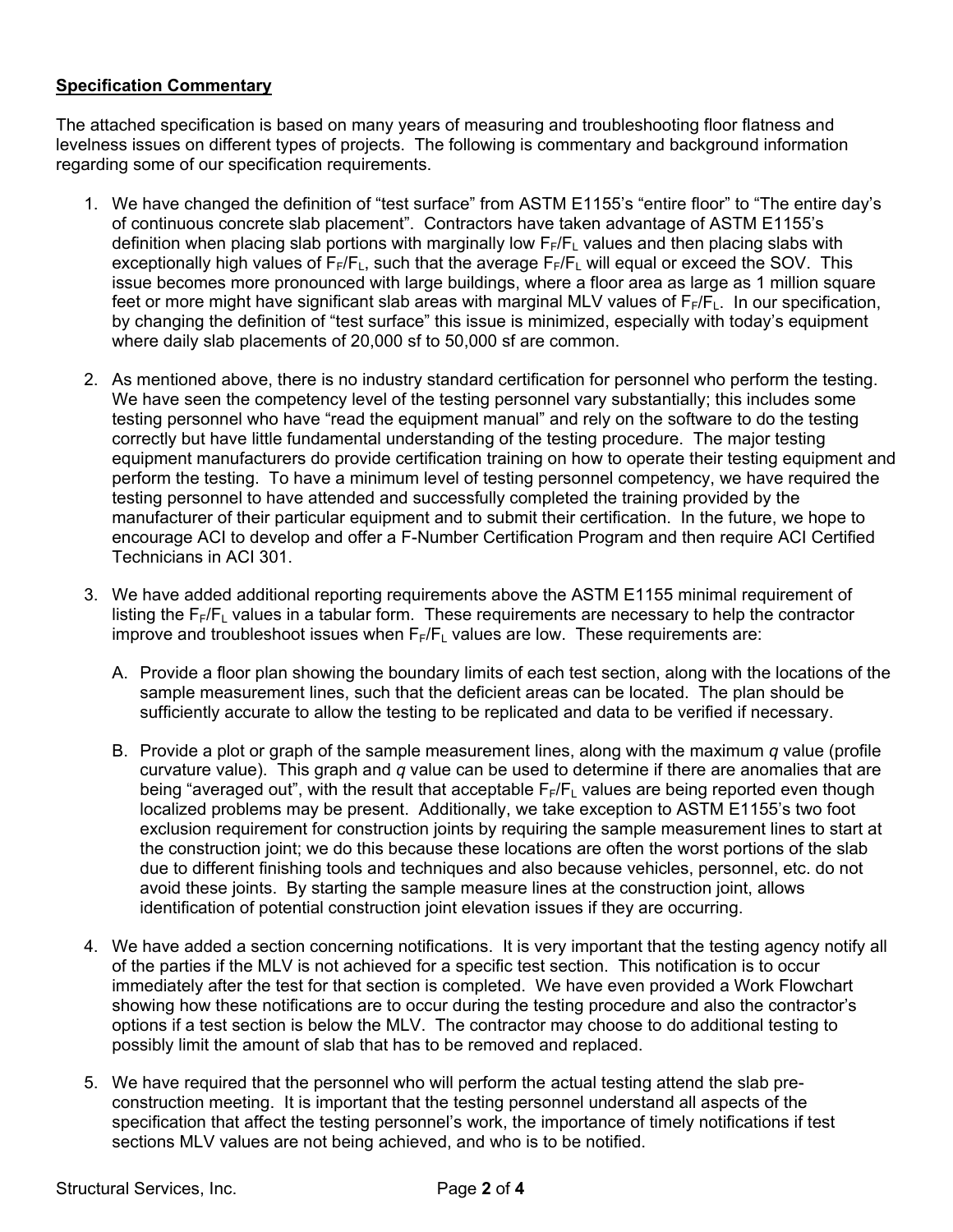**Specification Commentary**

The attached specification is based on many years of measuring and troubleshooting floor flatness and levelness issues on different types of projects. The following is commentary and background information regarding some of our specification requirements.

1. We have changed the definition of "test surface" from ASTM E1155's "entire floor" to "The entire day's of continuous concrete slab placement". Contractors have taken advantage of ASTM E1155's definition when placing slab portions with marginally low $F_F/F_L$ values and then placing slabs with exceptionally high values of $F_F/F_L$, such that the average $F_F/F_L$ will equal or exceed the SOV. This issue becomes more pronounced with large buildings, where a floor area as large as 1 million square feet or more might have significant slab areas with marginal MLV values of $F_F/F_L$. In our specification, by changing the definition of "test surface" this issue is minimized, especially with today's equipment where daily slab placements of 20,000 sf to 50,000 sf are common.

2. As mentioned above, there is no industry standard certification for personnel who perform the testing. We have seen the competency level of the testing personnel vary substantially; this includes some testing personnel who have "read the equipment manual" and rely on the software to do the testing correctly but have little fundamental understanding of the testing procedure. The major testing equipment manufacturers do provide certification training on how to operate their testing equipment and perform the testing. To have a minimum level of testing personnel competency, we have required the testing personnel to have attended and successfully completed the training provided by the manufacturer of their particular equipment and to submit their certification. In the future, we hope to encourage ACI to develop and offer a F-Number Certification Program and then require ACI Certified Technicians in ACI 301.

3. We have added additional reporting requirements above the ASTM E1155 minimal requirement of listing the $F_F/F_L$ values in a tabular form. These requirements are necessary to help the contractor improve and troubleshoot issues when $F_F/F_L$ values are low. These requirements are:

   A. Provide a floor plan showing the boundary limits of each test section, along with the locations of the sample measurement lines, such that the deficient areas can be located. The plan should be sufficiently accurate to allow the testing to be replicated and data to be verified if necessary.

   B. Provide a plot or graph of the sample measurement lines, along with the maximum $q$ value (profile curvature value). This graph and $q$ value can be used to determine if there are anomalies that are being "averaged out", with the result that acceptable $F_F/F_L$ values are being reported even though localized problems may be present. Additionally, we take exception to ASTM E1155's two foot exclusion requirement for construction joints by requiring the sample measurement lines to start at the construction joint; we do this because these locations are often the worst portions of the slab due to different finishing tools and techniques and also because vehicles, personnel, etc. do not avoid these joints. By starting the sample measure lines at the construction joint, allows identification of potential construction joint elevation issues if they are occurring.

4. We have added a section concerning notifications. It is very important that the testing agency notify all of the parties if the MLV is not achieved for a specific test section. This notification is to occur immediately after the test for that section is completed. We have even provided a Work Flowchart showing how these notifications are to occur during the testing procedure and also the contractor's options if a test section is below the MLV. The contractor may choose to do additional testing to possibly limit the amount of slab that has to be removed and replaced.

5. We have required that the personnel who will perform the actual testing attend the slab pre-construction meeting. It is important that the testing personnel understand all aspects of the specification that affect the testing personnel's work, the importance of timely notifications if test sections MLV values are not being achieved, and who is to be notified.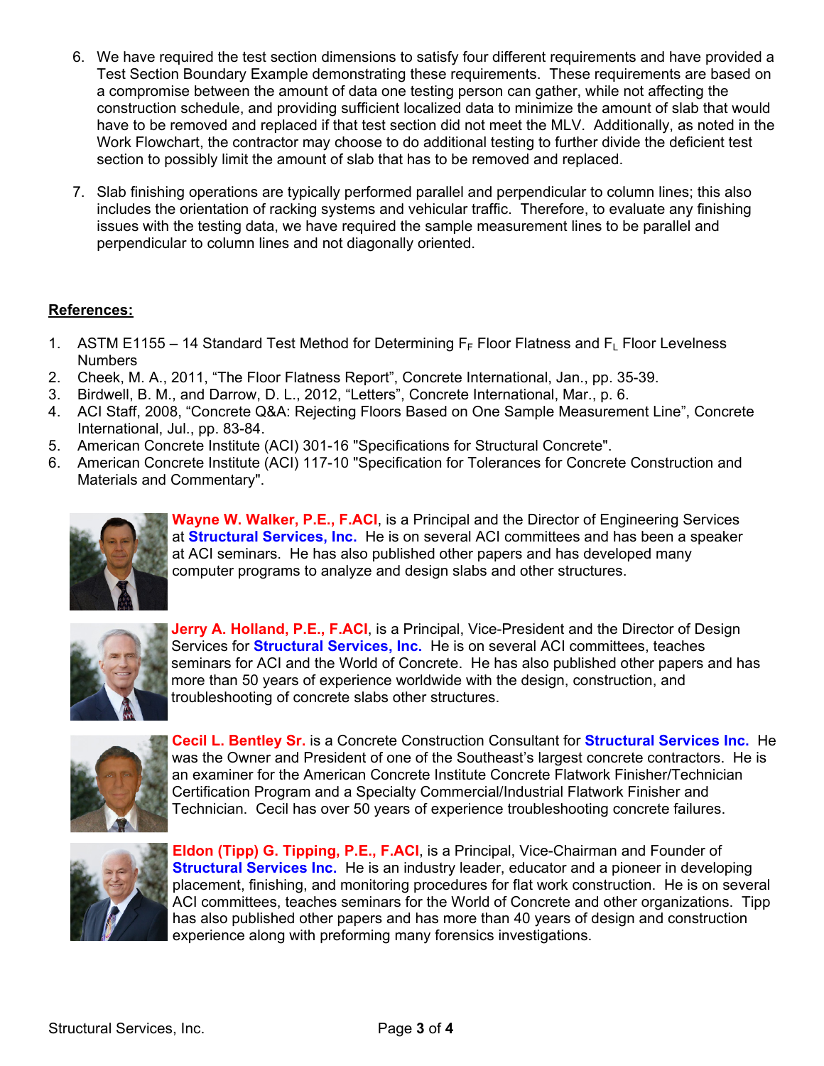6. We have required the test section dimensions to satisfy four different requirements and have provided a Test Section Boundary Example demonstrating these requirements. These requirements are based on a compromise between the amount of data one testing person can gather, while not affecting the construction schedule, and providing sufficient localized data to minimize the amount of slab that would have to be removed and replaced if that test section did not meet the MLV. Additionally, as noted in the Work Flowchart, the contractor may choose to do additional testing to further divide the deficient test section to possibly limit the amount of slab that has to be removed and replaced.

7. Slab finishing operations are typically performed parallel and perpendicular to column lines; this also includes the orientation of racking systems and vehicular traffic. Therefore, to evaluate any finishing issues with the testing data, we have required the sample measurement lines to be parallel and perpendicular to column lines and not diagonally oriented.

**References:**

1. ASTM E1155 – 14 Standard Test Method for Determining $F_F$ Floor Flatness and $F_L$ Floor Levelness Numbers
2. Cheek, M. A., 2011, "The Floor Flatness Report", Concrete International, Jan., pp. 35-39.
3. Birdwell, B. M., and Darrow, D. L., 2012, "Letters", Concrete International, Mar., p. 6.
4. ACI Staff, 2008, "Concrete Q&A: Rejecting Floors Based on One Sample Measurement Line", Concrete International, Jul., pp. 83-84.
5. American Concrete Institute (ACI) 301-16 "Specifications for Structural Concrete".
6. American Concrete Institute (ACI) 117-10 "Specification for Tolerances for Concrete Construction and Materials and Commentary".

**Wayne W. Walker, P.E., F.ACI**, is a Principal and the Director of Engineering Services at **Structural Services, Inc.** He is on several ACI committees and has been a speaker at ACI seminars. He has also published other papers and has developed many computer programs to analyze and design slabs and other structures.

**Jerry A. Holland, P.E., F.ACI**, is a Principal, Vice-President and the Director of Design Services for **Structural Services, Inc.** He is on several ACI committees, teaches seminars for ACI and the World of Concrete. He has also published other papers and has more than 50 years of experience worldwide with the design, construction, and troubleshooting of concrete slabs other structures.

**Cecil L. Bentley Sr.** is a Concrete Construction Consultant for **Structural Services Inc.** He was the Owner and President of one of the Southeast's largest concrete contractors. He is an examiner for the American Concrete Institute Concrete Flatwork Finisher/Technician Certification Program and a Specialty Commercial/Industrial Flatwork Finisher and Technician. Cecil has over 50 years of experience troubleshooting concrete failures.

**Eldon (Tipp) G. Tipping, P.E., F.ACI**, is a Principal, Vice-Chairman and Founder of **Structural Services Inc.** He is an industry leader, educator and a pioneer in developing placement, finishing, and monitoring procedures for flat work construction. He is on several ACI committees, teaches seminars for the World of Concrete and other organizations. Tipp has also published other papers and has more than 40 years of design and construction experience along with preforming many forensics investigations.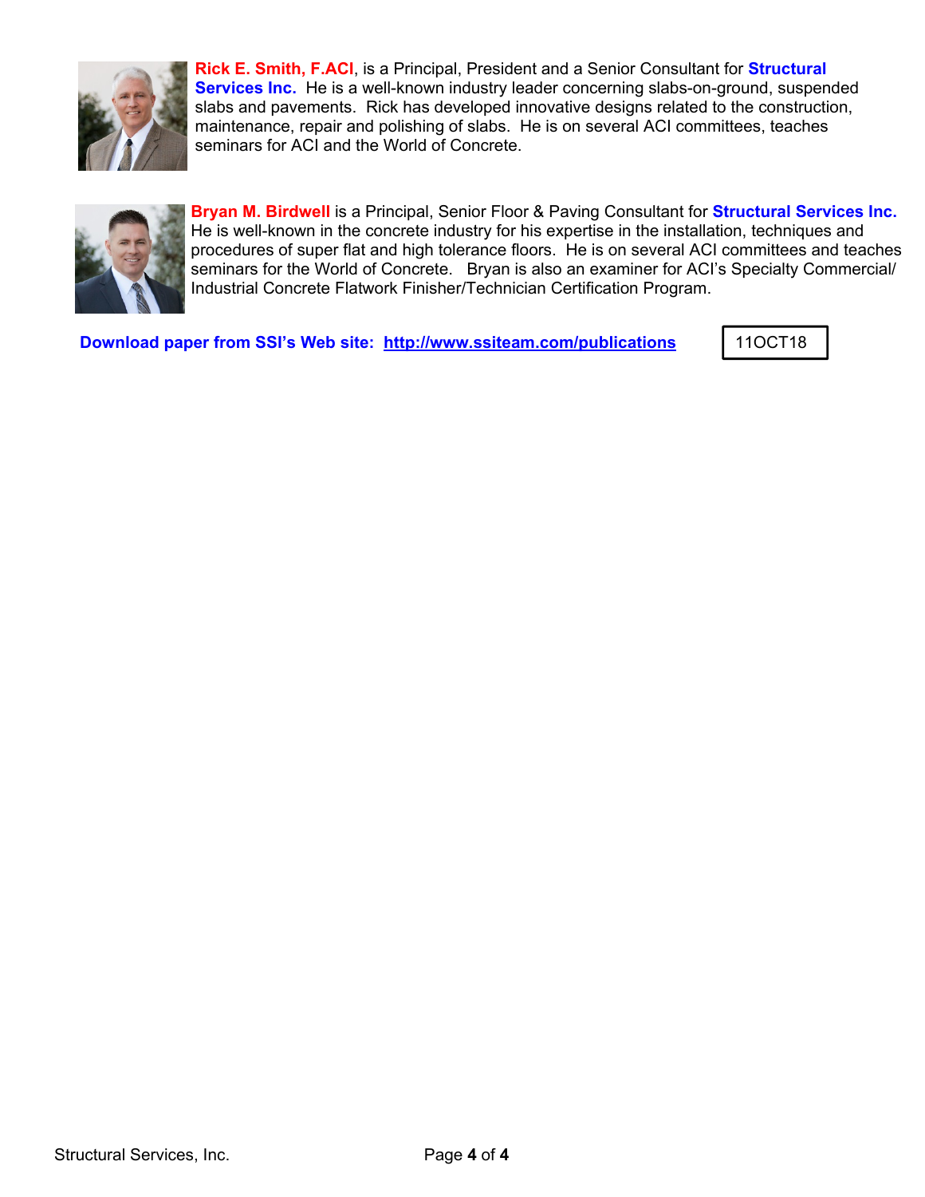**Rick E. Smith, F.ACI**, is a Principal, President and a Senior Consultant for **Structural Services Inc.** He is a well-known industry leader concerning slabs-on-ground, suspended slabs and pavements. Rick has developed innovative designs related to the construction, maintenance, repair and polishing of slabs. He is on several ACI committees, teaches seminars for ACI and the World of Concrete.

**Bryan M. Birdwell** is a Principal, Senior Floor & Paving Consultant for **Structural Services Inc.** He is well-known in the concrete industry for his expertise in the installation, techniques and procedures of super flat and high tolerance floors. He is on several ACI committees and teaches seminars for the World of Concrete. Bryan is also an examiner for ACI's Specialty Commercial/Industrial Concrete Flatwork Finisher/Technician Certification Program.

**Download paper from SSI's Web site: http://www.ssiteam.com/publications**

11OCT18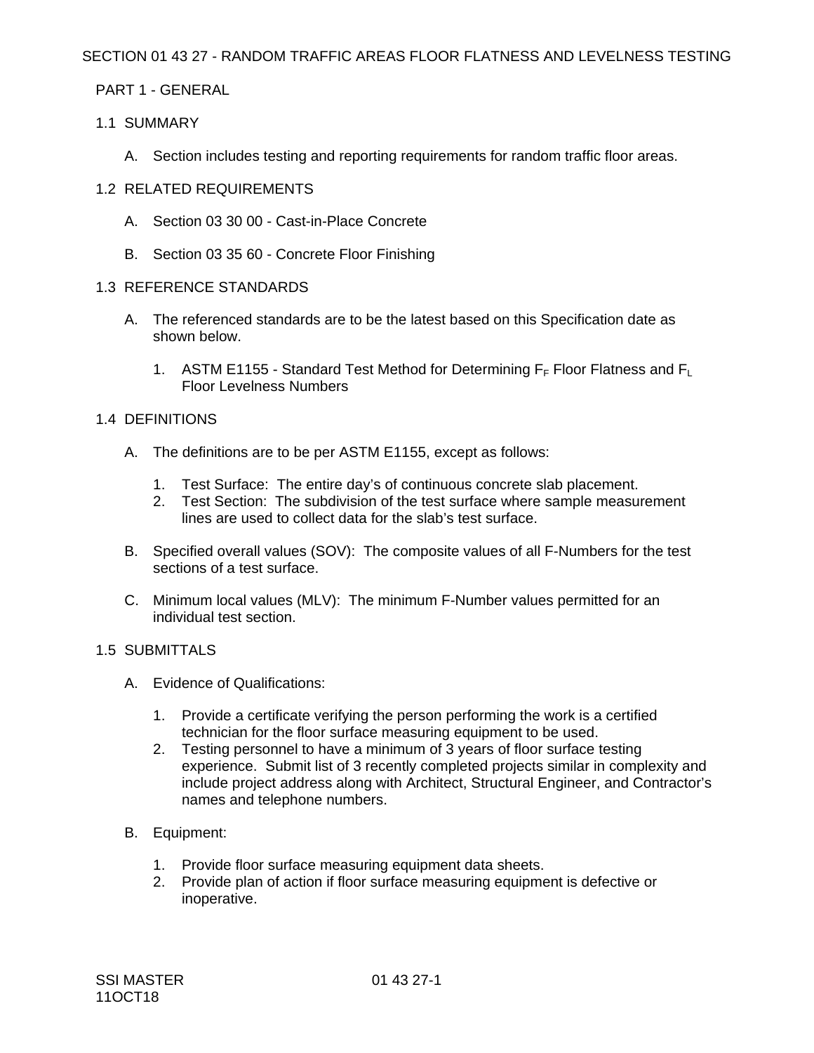# SECTION 01 43 27 - RANDOM TRAFFIC AREAS FLOOR FLATNESS AND LEVELNESS TESTING

## PART 1 - GENERAL

### 1.1 SUMMARY

A. Section includes testing and reporting requirements for random traffic floor areas.

### 1.2 RELATED REQUIREMENTS

A. Section 03 30 00 - Cast-in-Place Concrete

B. Section 03 35 60 - Concrete Floor Finishing

### 1.3 REFERENCE STANDARDS

A. The referenced standards are to be the latest based on this Specification date as shown below.

1. ASTM E1155 - Standard Test Method for Determining $F_F$ Floor Flatness and $F_L$ Floor Levelness Numbers

### 1.4 DEFINITIONS

A. The definitions are to be per ASTM E1155, except as follows:

1. Test Surface: The entire day's of continuous concrete slab placement.
2. Test Section: The subdivision of the test surface where sample measurement lines are used to collect data for the slab's test surface.

B. Specified overall values (SOV): The composite values of all F-Numbers for the test sections of a test surface.

C. Minimum local values (MLV): The minimum F-Number values permitted for an individual test section.

### 1.5 SUBMITTALS

A. Evidence of Qualifications:

1. Provide a certificate verifying the person performing the work is a certified technician for the floor surface measuring equipment to be used.
2. Testing personnel to have a minimum of 3 years of floor surface testing experience. Submit list of 3 recently completed projects similar in complexity and include project address along with Architect, Structural Engineer, and Contractor's names and telephone numbers.

B. Equipment:

1. Provide floor surface measuring equipment data sheets.
2. Provide plan of action if floor surface measuring equipment is defective or inoperative.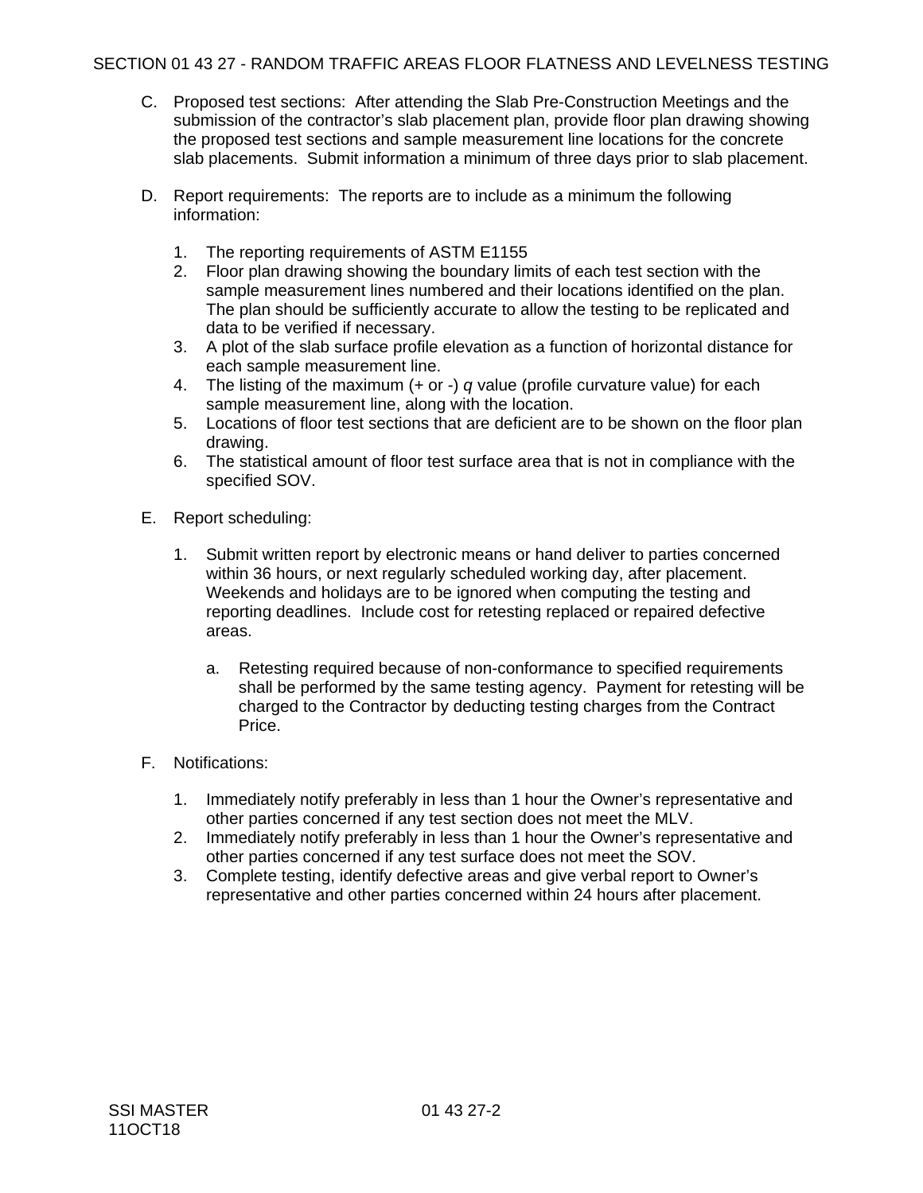C. Proposed test sections: After attending the Slab Pre-Construction Meetings and the submission of the contractor's slab placement plan, provide floor plan drawing showing the proposed test sections and sample measurement line locations for the concrete slab placements. Submit information a minimum of three days prior to slab placement.

D. Report requirements: The reports are to include as a minimum the following information:

   1. The reporting requirements of ASTM E1155
   2. Floor plan drawing showing the boundary limits of each test section with the sample measurement lines numbered and their locations identified on the plan. The plan should be sufficiently accurate to allow the testing to be replicated and data to be verified if necessary.
   3. A plot of the slab surface profile elevation as a function of horizontal distance for each sample measurement line.
   4. The listing of the maximum (+ or -) *q* value (profile curvature value) for each sample measurement line, along with the location.
   5. Locations of floor test sections that are deficient are to be shown on the floor plan drawing.
   6. The statistical amount of floor test surface area that is not in compliance with the specified SOV.

E. Report scheduling:

   1. Submit written report by electronic means or hand deliver to parties concerned within 36 hours, or next regularly scheduled working day, after placement. Weekends and holidays are to be ignored when computing the testing and reporting deadlines. Include cost for retesting replaced or repaired defective areas.

      a. Retesting required because of non-conformance to specified requirements shall be performed by the same testing agency. Payment for retesting will be charged to the Contractor by deducting testing charges from the Contract Price.

F. Notifications:

   1. Immediately notify preferably in less than 1 hour the Owner's representative and other parties concerned if any test section does not meet the MLV.
   2. Immediately notify preferably in less than 1 hour the Owner's representative and other parties concerned if any test surface does not meet the SOV.
   3. Complete testing, identify defective areas and give verbal report to Owner's representative and other parties concerned within 24 hours after placement.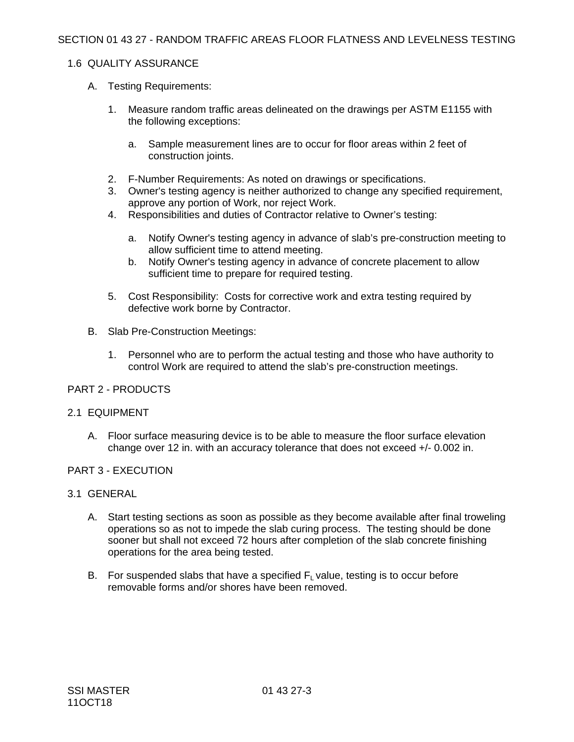### 1.6 QUALITY ASSURANCE

A. Testing Requirements:

1. Measure random traffic areas delineated on the drawings per ASTM E1155 with the following exceptions:

   a. Sample measurement lines are to occur for floor areas within 2 feet of construction joints.

2. F-Number Requirements: As noted on drawings or specifications.
3. Owner's testing agency is neither authorized to change any specified requirement, approve any portion of Work, nor reject Work.
4. Responsibilities and duties of Contractor relative to Owner's testing:

   a. Notify Owner's testing agency in advance of slab's pre-construction meeting to allow sufficient time to attend meeting.
   b. Notify Owner's testing agency in advance of concrete placement to allow sufficient time to prepare for required testing.

5. Cost Responsibility: Costs for corrective work and extra testing required by defective work borne by Contractor.

B. Slab Pre-Construction Meetings:

1. Personnel who are to perform the actual testing and those who have authority to control Work are required to attend the slab's pre-construction meetings.

## PART 2 - PRODUCTS

### 2.1 EQUIPMENT

A. Floor surface measuring device is to be able to measure the floor surface elevation change over 12 in. with an accuracy tolerance that does not exceed +/- 0.002 in.

## PART 3 - EXECUTION

### 3.1 GENERAL

A. Start testing sections as soon as possible as they become available after final troweling operations so as not to impede the slab curing process. The testing should be done sooner but shall not exceed 72 hours after completion of the slab concrete finishing operations for the area being tested.

B. For suspended slabs that have a specified $F_L$ value, testing is to occur before removable forms and/or shores have been removed.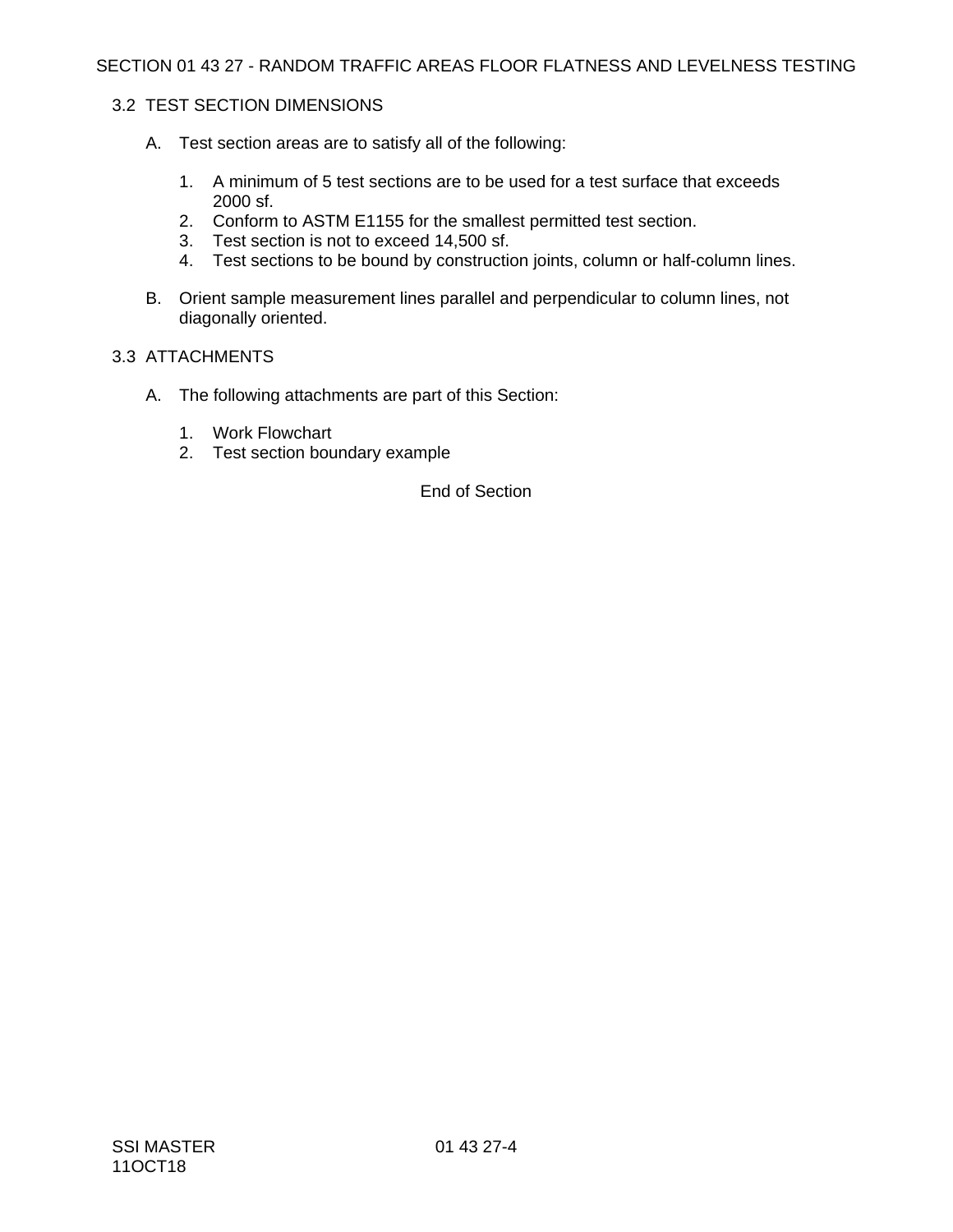## 3.2 TEST SECTION DIMENSIONS

A. Test section areas are to satisfy all of the following:

   1. A minimum of 5 test sections are to be used for a test surface that exceeds 2000 sf.
   2. Conform to ASTM E1155 for the smallest permitted test section.
   3. Test section is not to exceed 14,500 sf.
   4. Test sections to be bound by construction joints, column or half-column lines.

B. Orient sample measurement lines parallel and perpendicular to column lines, not diagonally oriented.

## 3.3 ATTACHMENTS

A. The following attachments are part of this Section:

   1. Work Flowchart
   2. Test section boundary example

End of Section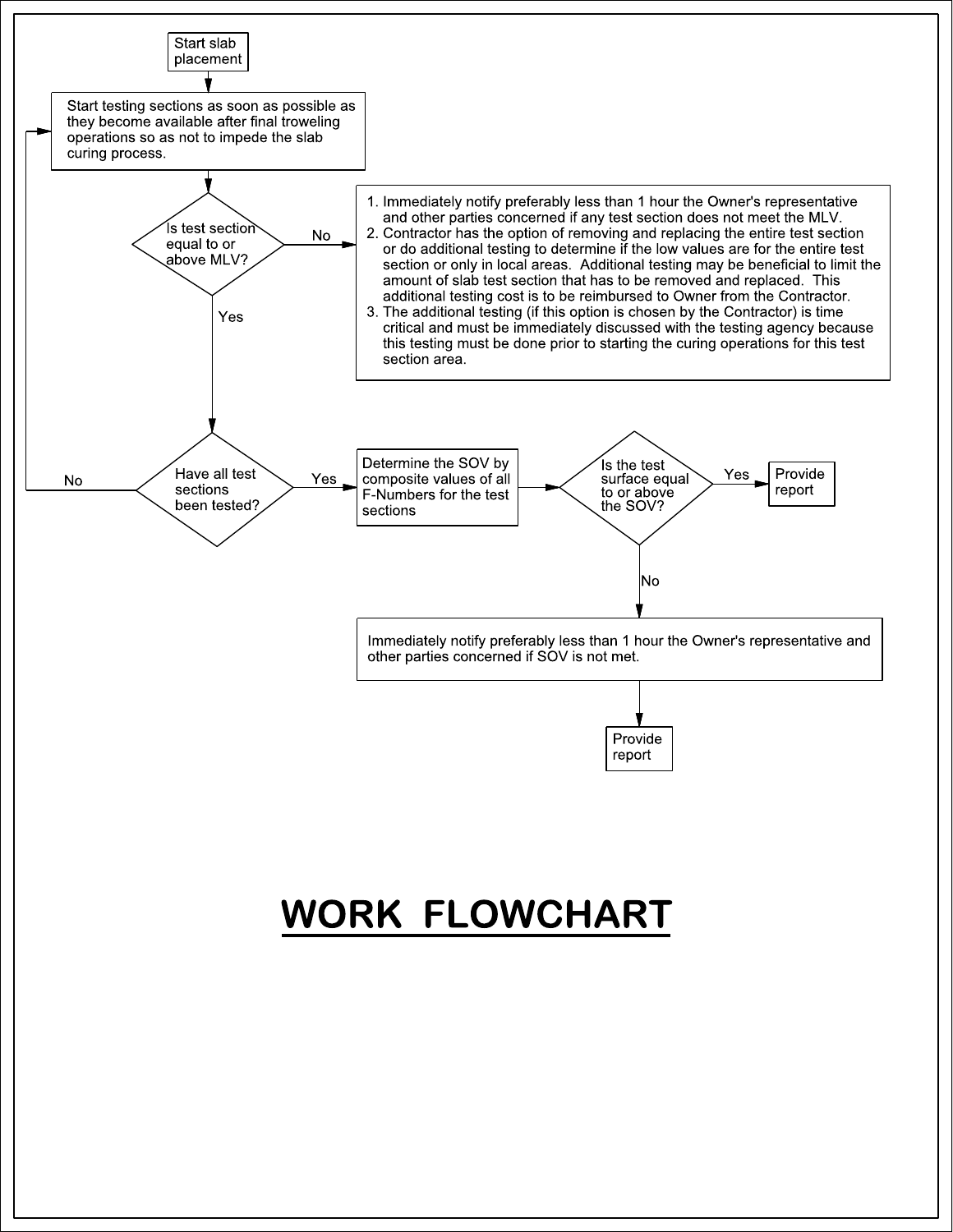# WORK FLOWCHART

Start slab placement

↓

Start testing sections as soon as possible as they become available after final troweling operations so as not to impede the slab curing process.

↓

**Is test section equal to or above MLV?**

- **No** →
  1. Immediately notify preferably less than 1 hour the Owner's representative and other parties concerned if any test section does not meet the MLV.
  2. Contractor has the option of removing and replacing the entire test section or do additional testing to determine if the low values are for the entire test section or only in local areas. Additional testing may be beneficial to limit the amount of slab test section that has to be removed and replaced. This additional testing cost is to be reimbursed to Owner from the Contractor.
  3. The additional testing (if this option is chosen by the Contractor) is time critical and must be immediately discussed with the testing agency because this testing must be done prior to starting the curing operations for this test section area.
- **Yes** ↓

**Have all test sections been tested?**

- **No** → return to "Start testing sections as soon as possible as they become available after final troweling operations so as not to impede the slab curing process."
- **Yes** → Determine the SOV by composite values of all F-Numbers for the test sections

→ **Is the test surface equal to or above the SOV?**

- **Yes** → Provide report
- **No** ↓

Immediately notify preferably less than 1 hour the Owner's representative and other parties concerned if SOV is not met.

↓

Provide report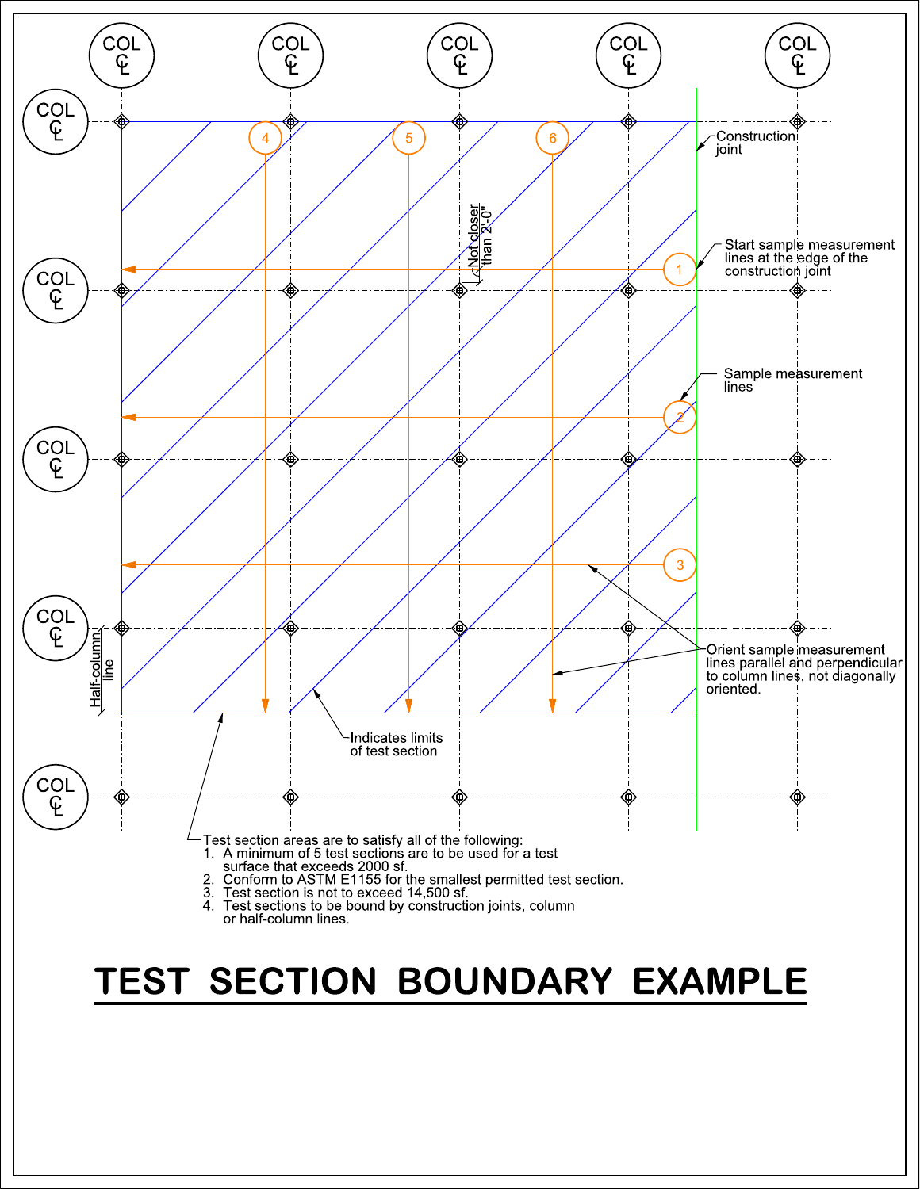COL ℄

COL ℄

COL ℄

COL ℄

COL ℄

COL ℄

COL ℄

COL ℄

COL ℄

COL ℄

4

5

6

1

2

3

Construction joint

Not closer than 2'-0"

Start sample measurement lines at the edge of the construction joint

Sample measurement lines

Orient sample measurement lines parallel and perpendicular to column lines, not diagonally oriented.

Half-column line

Indicates limits of test section

Test section areas are to satisfy all of the following:

1. A minimum of 5 test sections are to be used for a test surface that exceeds 2000 sf.
2. Conform to ASTM E1155 for the smallest permitted test section.
3. Test section is not to exceed 14,500 sf.
4. Test sections to be bound by construction joints, column or half-column lines.

# TEST SECTION BOUNDARY EXAMPLE